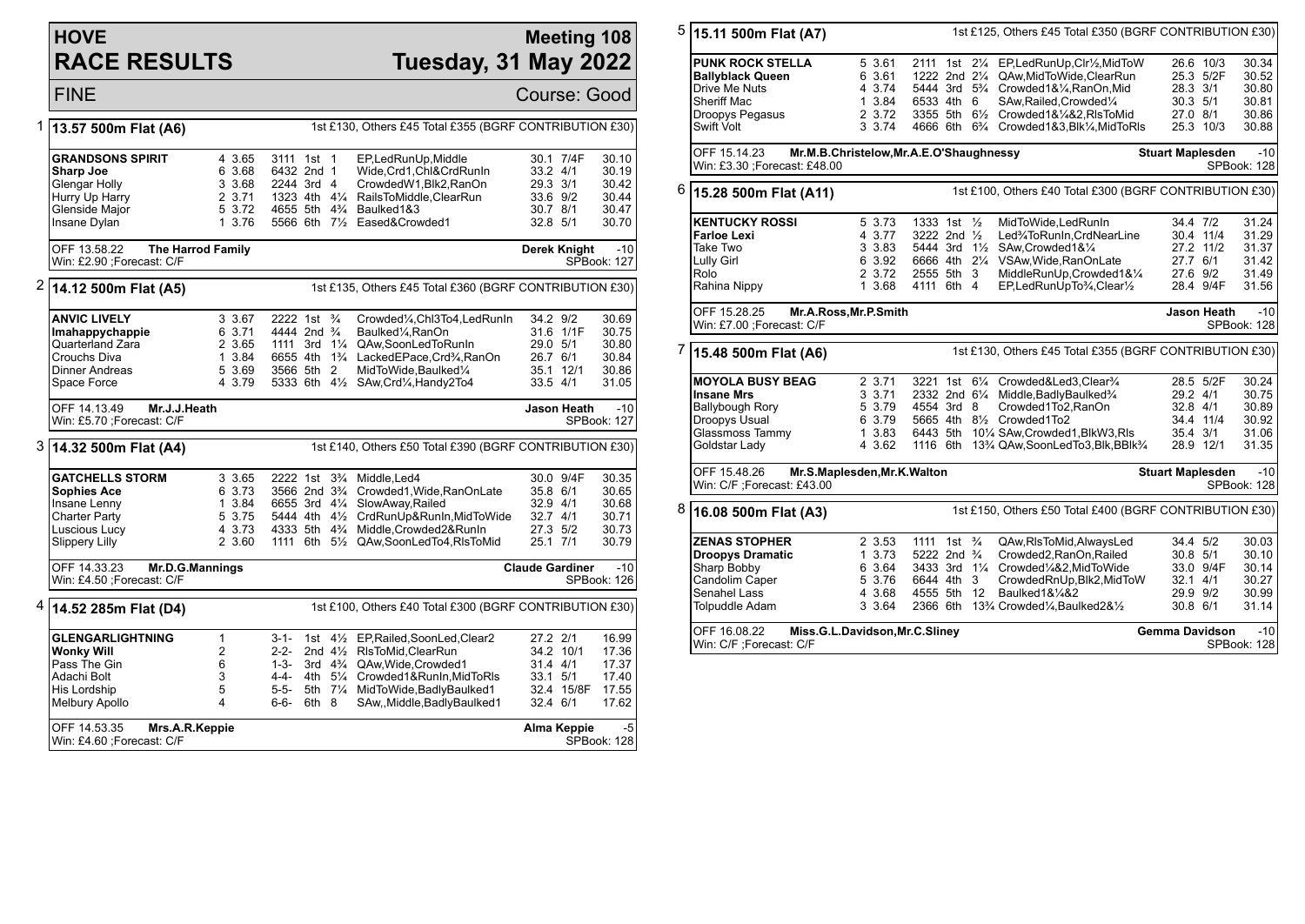# HOVE RACE RESULTS

## Meeting 108 — Tuesday, 31 May 2022

FINE — Course: Good

### 1 — 13.57 500m Flat (A6)

1st £130, Others £45 Total £355 (BGRF CONTRIBUTION £30)

| Dog | Trap | Split | Sectionals | Pos | Dist | Comment | Weight | SP | Time |
|---|---|---|---|---|---|---|---|---|---|
| **GRANDSONS SPIRIT** | 4 | 3.65 | 3111 | 1st | 1 | EP,LedRunUp,Middle | 30.1 | 7/4F | 30.10 |
| **Sharp Joe** | 6 | 3.68 | 6432 | 2nd | 1 | Wide,Crd1,Chl&CrdRunIn | 33.2 | 4/1 | 30.19 |
| Glengar Holly | 3 | 3.68 | 2244 | 3rd | 4 | CrowdedW1,Blk2,RanOn | 29.3 | 3/1 | 30.42 |
| Hurry Up Harry | 2 | 3.71 | 1323 | 4th | 4¼ | RailsToMiddle,ClearRun | 33.6 | 9/2 | 30.44 |
| Glenside Major | 5 | 3.72 | 4655 | 5th | 4¾ | Baulked1&3 | 30.7 | 8/1 | 30.47 |
| Insane Dylan | 1 | 3.76 | 5566 | 6th | 7½ | Eased&Crowded1 | 32.8 | 5/1 | 30.70 |

OFF 13.58.22 **The Harrod Family** — **Derek Knight** -10
Win: £2.90 ;Forecast: C/F — SPBook: 127

### 2 — 14.12 500m Flat (A5)

1st £135, Others £45 Total £360 (BGRF CONTRIBUTION £30)

| Dog | Trap | Split | Sectionals | Pos | Dist | Comment | Weight | SP | Time |
|---|---|---|---|---|---|---|---|---|---|
| **ANVIC LIVELY** | 3 | 3.67 | 2222 | 1st | ¾ | Crowded¼,Chl3To4,LedRunIn | 34.2 | 9/2 | 30.69 |
| **Imahappychappie** | 6 | 3.71 | 4444 | 2nd | ¾ | Baulked¼,RanOn | 31.6 | 1/1F | 30.75 |
| Quarterland Zara | 2 | 3.65 | 1111 | 3rd | 1¼ | QAw,SoonLedToRunIn | 29.0 | 5/1 | 30.80 |
| Crouchs Diva | 1 | 3.84 | 6655 | 4th | 1¾ | LackedEPace,Crd¾,RanOn | 26.7 | 6/1 | 30.84 |
| Dinner Andreas | 5 | 3.69 | 3566 | 5th | 2 | MidToWide,Baulked¼ | 35.1 | 12/1 | 30.86 |
| Space Force | 4 | 3.79 | 5333 | 6th | 4½ | SAw,Crd¼,Handy2To4 | 33.5 | 4/1 | 31.05 |

OFF 14.13.49 **Mr.J.J.Heath** — **Jason Heath** -10
Win: £5.70 ;Forecast: C/F — SPBook: 127

### 3 — 14.32 500m Flat (A4)

1st £140, Others £50 Total £390 (BGRF CONTRIBUTION £30)

| Dog | Trap | Split | Sectionals | Pos | Dist | Comment | Weight | SP | Time |
|---|---|---|---|---|---|---|---|---|---|
| **GATCHELLS STORM** | 3 | 3.65 | 2222 | 1st | 3¾ | Middle,Led4 | 30.0 | 9/4F | 30.35 |
| **Sophies Ace** | 6 | 3.73 | 3566 | 2nd | 3¾ | Crowded1,Wide,RanOnLate | 35.8 | 6/1 | 30.65 |
| Insane Lenny | 1 | 3.84 | 6655 | 3rd | 4¼ | SlowAway,Railed | 32.9 | 4/1 | 30.68 |
| Charter Party | 5 | 3.75 | 5444 | 4th | 4½ | CrdRunUp&RunIn,MidToWide | 32.7 | 4/1 | 30.71 |
| Luscious Lucy | 4 | 3.73 | 4333 | 5th | 4¾ | Middle,Crowded2&RunIn | 27.3 | 5/2 | 30.73 |
| Slippery Lilly | 2 | 3.60 | 1111 | 6th | 5½ | QAw,SoonLedTo4,RlsToMid | 25.1 | 7/1 | 30.79 |

OFF 14.33.23 **Mr.D.G.Mannings** — **Claude Gardiner** -10
Win: £4.50 ;Forecast: C/F — SPBook: 126

### 4 — 14.52 285m Flat (D4)

1st £100, Others £40 Total £300 (BGRF CONTRIBUTION £30)

| Dog | Trap | Split | Sectionals | Pos | Dist | Comment | Weight | SP | Time |
|---|---|---|---|---|---|---|---|---|---|
| **GLENGARLIGHTNING** | 1 | | 3-1- | 1st | 4½ | EP,Railed,SoonLed,Clear2 | 27.2 | 2/1 | 16.99 |
| **Wonky Will** | 2 | | 2-2- | 2nd | 4½ | RlsToMid,ClearRun | 34.2 | 10/1 | 17.36 |
| Pass The Gin | 6 | | 1-3- | 3rd | 4¾ | QAw,Wide,Crowded1 | 31.4 | 4/1 | 17.37 |
| Adachi Bolt | 3 | | 4-4- | 4th | 5¼ | Crowded1&RunIn,MidToRls | 33.1 | 5/1 | 17.40 |
| His Lordship | 5 | | 5-5- | 5th | 7¼ | MidToWide,BadlyBaulked1 | 32.4 | 15/8F | 17.55 |
| Melbury Apollo | 4 | | 6-6- | 6th | 8 | SAw,,Middle,BadlyBaulked1 | 32.4 | 6/1 | 17.62 |

OFF 14.53.35 **Mrs.A.R.Keppie** — **Alma Keppie** -5
Win: £4.60 ;Forecast: C/F — SPBook: 128

### 5 — 15.11 500m Flat (A7)

1st £125, Others £45 Total £350 (BGRF CONTRIBUTION £30)

| Dog | Trap | Split | Sectionals | Pos | Dist | Comment | Weight | SP | Time |
|---|---|---|---|---|---|---|---|---|---|
| **PUNK ROCK STELLA** | 5 | 3.61 | 2111 | 1st | 2¼ | EP,LedRunUp,Clr½,MidTоW | 26.6 | 10/3 | 30.34 |
| **Ballyblack Queen** | 6 | 3.61 | 1222 | 2nd | 2¼ | QAw,MidToWide,ClearRun | 25.3 | 5/2F | 30.52 |
| Drive Me Nuts | 4 | 3.74 | 5444 | 3rd | 5¾ | Crowded1&¼,RanOn,Mid | 28.3 | 3/1 | 30.80 |
| Sheriff Mac | 1 | 3.84 | 6533 | 4th | 6 | SAw,Railed,Crowded¼ | 30.3 | 5/1 | 30.81 |
| Droopys Pegasus | 2 | 3.72 | 3355 | 5th | 6½ | Crowded1&¼&2,RlsToMid | 27.0 | 8/1 | 30.86 |
| Swift Volt | 3 | 3.74 | 4666 | 6th | 6¾ | Crowded1&3,Blk¼,MidToRls | 25.3 | 10/3 | 30.88 |

OFF 15.14.23 **Mr.M.B.Christelow,Mr.A.E.O'Shaughnessy** — **Stuart Maplesden** -10
Win: £3.30 ;Forecast: £48.00 — SPBook: 128

### 6 — 15.28 500m Flat (A11)

1st £100, Others £40 Total £300 (BGRF CONTRIBUTION £30)

| Dog | Trap | Split | Sectionals | Pos | Dist | Comment | Weight | SP | Time |
|---|---|---|---|---|---|---|---|---|---|
| **KENTUCKY ROSSI** | 5 | 3.73 | 1333 | 1st | ½ | MidToWide,LedRunIn | 34.4 | 7/2 | 31.24 |
| **Farloe Lexi** | 4 | 3.77 | 3222 | 2nd | ½ | Led¾ToRunIn,CrdNearLine | 30.4 | 11/4 | 31.29 |
| Take Two | 3 | 3.83 | 5444 | 3rd | 1½ | SAw,Crowded1&¼ | 27.2 | 11/2 | 31.37 |
| Lully Girl | 6 | 3.92 | 6666 | 4th | 2¼ | VSAw,Wide,RanOnLate | 27.7 | 6/1 | 31.42 |
| Rolo | 2 | 3.72 | 2555 | 5th | 3 | MiddleRunUp,Crowded1&¼ | 27.6 | 9/2 | 31.49 |
| Rahina Nippy | 1 | 3.68 | 4111 | 6th | 4 | EP,LedRunUpTo¾,Clear½ | 28.4 | 9/4F | 31.56 |

OFF 15.28.25 **Mr.A.Ross,Mr.P.Smith** — **Jason Heath** -10
Win: £7.00 ;Forecast: C/F — SPBook: 128

### 7 — 15.48 500m Flat (A6)

1st £130, Others £45 Total £355 (BGRF CONTRIBUTION £30)

| Dog | Trap | Split | Sectionals | Pos | Dist | Comment | Weight | SP | Time |
|---|---|---|---|---|---|---|---|---|---|
| **MOYOLA BUSY BEAG** | 2 | 3.71 | 3221 | 1st | 6¼ | Crowded&Led3,Clear¾ | 28.5 | 5/2F | 30.24 |
| **Insane Mrs** | 3 | 3.71 | 2332 | 2nd | 6¼ | Middle,BadlyBaulked¾ | 29.2 | 4/1 | 30.75 |
| Ballybough Rory | 5 | 3.79 | 4554 | 3rd | 8 | Crowded1To2,RanOn | 32.8 | 4/1 | 30.89 |
| Droopys Usual | 6 | 3.79 | 5665 | 4th | 8½ | Crowded1To2 | 34.4 | 11/4 | 30.92 |
| Glassmoss Tammy | 1 | 3.83 | 6443 | 5th | 10¼ | SAw,Crowded1,BlkW3,Rls | 35.4 | 3/1 | 31.06 |
| Goldstar Lady | 4 | 3.62 | 1116 | 6th | 13¾ | QAw,SoonLedTo3,Blk,BBlk¾ | 28.9 | 12/1 | 31.35 |

OFF 15.48.26 **Mr.S.Maplesden,Mr.K.Walton** — **Stuart Maplesden** -10
Win: C/F ;Forecast: £43.00 — SPBook: 128

### 8 — 16.08 500m Flat (A3)

1st £150, Others £50 Total £400 (BGRF CONTRIBUTION £30)

| Dog | Trap | Split | Sectionals | Pos | Dist | Comment | Weight | SP | Time |
|---|---|---|---|---|---|---|---|---|---|
| **ZENAS STOPHER** | 2 | 3.53 | 1111 | 1st | ¾ | QAw,RlsToMid,AlwaysLed | 34.4 | 5/2 | 30.03 |
| **Droopys Dramatic** | 1 | 3.73 | 5222 | 2nd | ¾ | Crowded2,RanOn,Railed | 30.8 | 5/1 | 30.10 |
| Sharp Bobby | 6 | 3.64 | 3433 | 3rd | 1¼ | Crowded¼&2,MidToWide | 33.0 | 9/4F | 30.14 |
| Candolim Caper | 5 | 3.76 | 6644 | 4th | 3 | CrowdedRnUp,Blk2,MidToW | 32.1 | 4/1 | 30.27 |
| Senahel Lass | 4 | 3.68 | 4555 | 5th | 12 | Baulked1&¼&2 | 29.9 | 9/2 | 30.99 |
| Tolpuddle Adam | 3 | 3.64 | 2366 | 6th | 13¾ | Crowded¼,Baulked2&½ | 30.8 | 6/1 | 31.14 |

OFF 16.08.22 **Miss.G.L.Davidson,Mr.C.Sliney** — **Gemma Davidson** -10
Win: C/F ;Forecast: C/F — SPBook: 128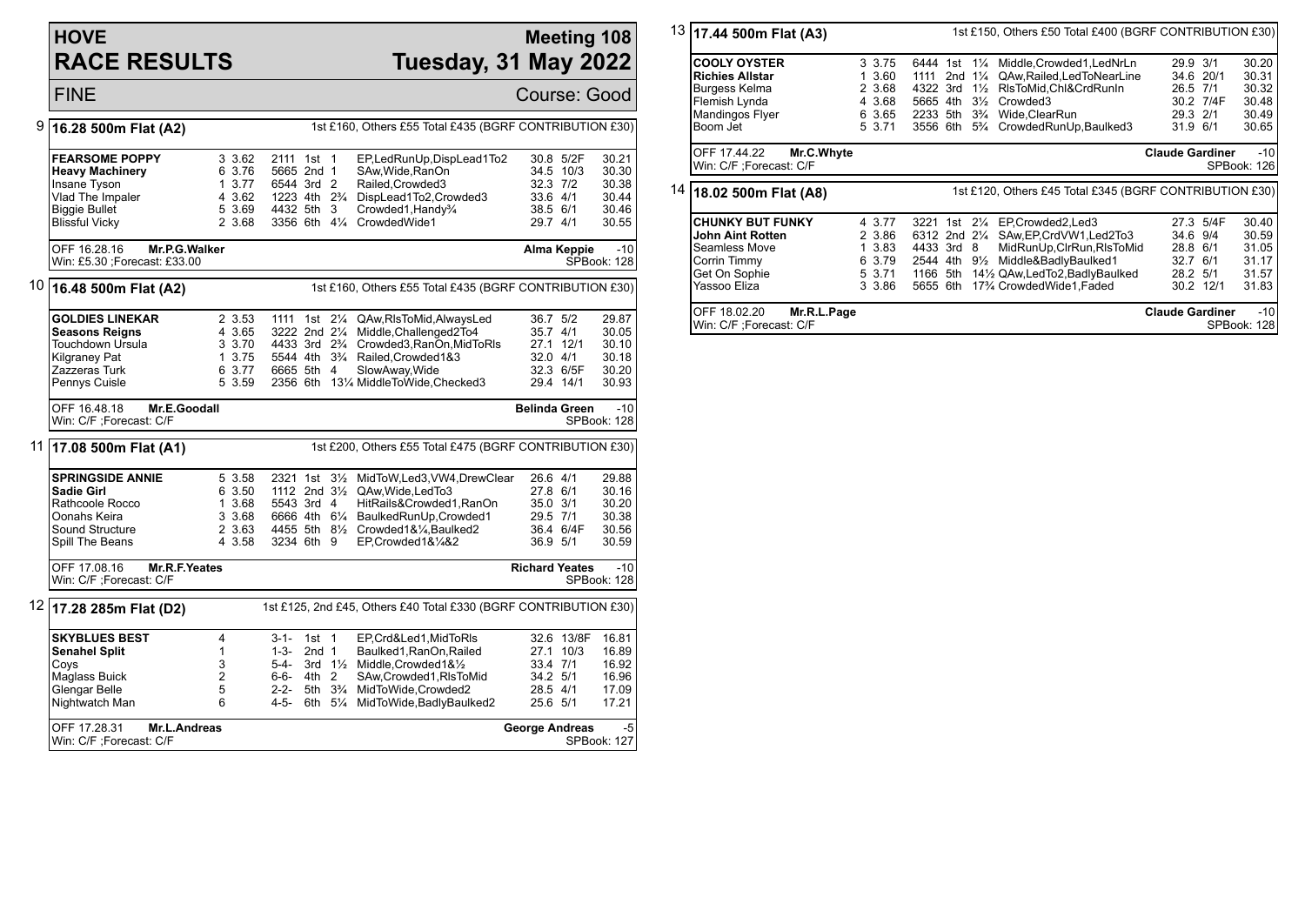# HOVE RACE RESULTS

**Meeting 108**
**Tuesday, 31 May 2022**

FINE — Course: Good

## 9 — 16.28 500m Flat (A2)

1st £160, Others £55 Total £435 (BGRF CONTRIBUTION £30)

| | | | | | | | | | |
|---|---|---|---|---|---|---|---|---|---|
| **FEARSOME POPPY** | 3 | 3.62 | 2111 | 1st | 1 | EP,LedRunUp,DispLead1To2 | 30.8 | 5/2F | 30.21 |
| **Heavy Machinery** | 6 | 3.76 | 5665 | 2nd | 1 | SAw,Wide,RanOn | 34.5 | 10/3 | 30.30 |
| Insane Tyson | 1 | 3.77 | 6544 | 3rd | 2 | Railed,Crowded3 | 32.3 | 7/2 | 30.38 |
| Vlad The Impaler | 4 | 3.62 | 1223 | 4th | 2¾ | DispLead1To2,Crowded3 | 33.6 | 4/1 | 30.44 |
| Biggie Bullet | 5 | 3.69 | 4432 | 5th | 3 | Crowded1,Handy¾ | 38.5 | 6/1 | 30.46 |
| Blissful Vicky | 2 | 3.68 | 3356 | 6th | 4¼ | CrowdedWide1 | 29.7 | 4/1 | 30.55 |

OFF 16.28.16 **Mr.P.G.Walker** — **Alma Keppie** -10
Win: £5.30 ;Forecast: £33.00 — SPBook: 128

## 10 — 16.48 500m Flat (A2)

1st £160, Others £55 Total £435 (BGRF CONTRIBUTION £30)

| | | | | | | | | | |
|---|---|---|---|---|---|---|---|---|---|
| **GOLDIES LINEKAR** | 2 | 3.53 | 1111 | 1st | 2¼ | QAw,RlsToMid,AlwaysLed | 36.7 | 5/2 | 29.87 |
| **Seasons Reigns** | 4 | 3.65 | 3222 | 2nd | 2¼ | Middle,Challenged2To4 | 35.7 | 4/1 | 30.05 |
| Touchdown Ursula | 3 | 3.70 | 4433 | 3rd | 2¾ | Crowded3,RanOn,MidToRls | 27.1 | 12/1 | 30.10 |
| Kilgraney Pat | 1 | 3.75 | 5544 | 4th | 3¾ | Railed,Crowded1&3 | 32.0 | 4/1 | 30.18 |
| Zazzeras Turk | 6 | 3.77 | 6665 | 5th | 4 | SlowAway,Wide | 32.3 | 6/5F | 30.20 |
| Pennys Cuisle | 5 | 3.59 | 2356 | 6th | 13¼ | MiddleToWide,Checked3 | 29.4 | 14/1 | 30.93 |

OFF 16.48.18 **Mr.E.Goodall** — **Belinda Green** -10
Win: C/F ;Forecast: C/F — SPBook: 128

## 11 — 17.08 500m Flat (A1)

1st £200, Others £55 Total £475 (BGRF CONTRIBUTION £30)

| | | | | | | | | | |
|---|---|---|---|---|---|---|---|---|---|
| **SPRINGSIDE ANNIE** | 5 | 3.58 | 2321 | 1st | 3½ | MidToW,Led3,VW4,DrewClear | 26.6 | 4/1 | 29.88 |
| **Sadie Girl** | 6 | 3.50 | 1112 | 2nd | 3½ | QAw,Wide,LedTo3 | 27.8 | 6/1 | 30.16 |
| Rathcoole Rocco | 1 | 3.68 | 5543 | 3rd | 4 | HitRails&Crowded1,RanOn | 35.0 | 3/1 | 30.20 |
| Oonahs Keira | 3 | 3.68 | 6666 | 4th | 6¼ | BaulkedRunUp,Crowded1 | 29.5 | 7/1 | 30.38 |
| Sound Structure | 2 | 3.63 | 4455 | 5th | 8½ | Crowded1&¼,Baulked2 | 36.4 | 6/4F | 30.56 |
| Spill The Beans | 4 | 3.58 | 3234 | 6th | 9 | EP,Crowded1&¼&2 | 36.9 | 5/1 | 30.59 |

OFF 17.08.16 **Mr.R.F.Yeates** — **Richard Yeates** -10
Win: C/F ;Forecast: C/F — SPBook: 128

## 12 — 17.28 285m Flat (D2)

1st £125, 2nd £45, Others £40 Total £330 (BGRF CONTRIBUTION £30)

| | | | | | | | | |
|---|---|---|---|---|---|---|---|---|
| **SKYBLUES BEST** | 4 | 3-1- | 1st | 1 | EP,Crd&Led1,MidToRls | 32.6 | 13/8F | 16.81 |
| **Senahel Split** | 1 | 1-3- | 2nd | 1 | Baulked1,RanOn,Railed | 27.1 | 10/3 | 16.89 |
| Coys | 3 | 5-4- | 3rd | 1½ | Middle,Crowded1&½ | 33.4 | 7/1 | 16.92 |
| Maglass Buick | 2 | 6-6- | 4th | 2 | SAw,Crowded1,RlsToMid | 34.2 | 5/1 | 16.96 |
| Glengar Belle | 5 | 2-2- | 5th | 3¾ | MidToWide,Crowded2 | 28.5 | 4/1 | 17.09 |
| Nightwatch Man | 6 | 4-5- | 6th | 5¼ | MidToWide,BadlyBaulked2 | 25.6 | 5/1 | 17.21 |

OFF 17.28.31 **Mr.L.Andreas** — **George Andreas** -5
Win: C/F ;Forecast: C/F — SPBook: 127

## 13 — 17.44 500m Flat (A3)

1st £150, Others £50 Total £400 (BGRF CONTRIBUTION £30)

| | | | | | | | | | |
|---|---|---|---|---|---|---|---|---|---|
| **COOLY OYSTER** | 3 | 3.75 | 6444 | 1st | 1¼ | Middle,Crowded1,LedNrLn | 29.9 | 3/1 | 30.20 |
| **Richies Allstar** | 1 | 3.60 | 1111 | 2nd | 1¼ | QAw,Railed,LedToNearLine | 34.6 | 20/1 | 30.31 |
| Burgess Kelma | 2 | 3.68 | 4322 | 3rd | 1½ | RlsToMid,Chl&CrdRunIn | 26.5 | 7/1 | 30.32 |
| Flemish Lynda | 4 | 3.68 | 5665 | 4th | 3½ | Crowded3 | 30.2 | 7/4F | 30.48 |
| Mandingos Flyer | 6 | 3.65 | 2233 | 5th | 3¾ | Wide,ClearRun | 29.3 | 2/1 | 30.49 |
| Boom Jet | 5 | 3.71 | 3556 | 6th | 5¾ | CrowdedRunUp,Baulked3 | 31.9 | 6/1 | 30.65 |

OFF 17.44.22 **Mr.C.Whyte** — **Claude Gardiner** -10
Win: C/F ;Forecast: C/F — SPBook: 126

## 14 — 18.02 500m Flat (A8)

1st £120, Others £45 Total £345 (BGRF CONTRIBUTION £30)

| | | | | | | | | | |
|---|---|---|---|---|---|---|---|---|---|
| **CHUNKY BUT FUNKY** | 4 | 3.77 | 3221 | 1st | 2¼ | EP,Crowded2,Led3 | 27.3 | 5/4F | 30.40 |
| **John Aint Rotten** | 2 | 3.86 | 6312 | 2nd | 2¼ | SAw,EP,CrdVW1,Led2To3 | 34.6 | 9/4 | 30.59 |
| Seamless Move | 1 | 3.83 | 4433 | 3rd | 8 | MidRunUp,ClrRun,RlsToMid | 28.8 | 6/1 | 31.05 |
| Corrin Timmy | 6 | 3.79 | 2544 | 4th | 9½ | Middle&BadlyBaulked1 | 32.7 | 6/1 | 31.17 |
| Get On Sophie | 5 | 3.71 | 1166 | 5th | 14½ | QAw,LedTo2,BadlyBaulked | 28.2 | 5/1 | 31.57 |
| Yassoo Eliza | 3 | 3.86 | 5655 | 6th | 17¾ | CrowdedWide1,Faded | 30.2 | 12/1 | 31.83 |

OFF 18.02.20 **Mr.R.L.Page** — **Claude Gardiner** -10
Win: C/F ;Forecast: C/F — SPBook: 128